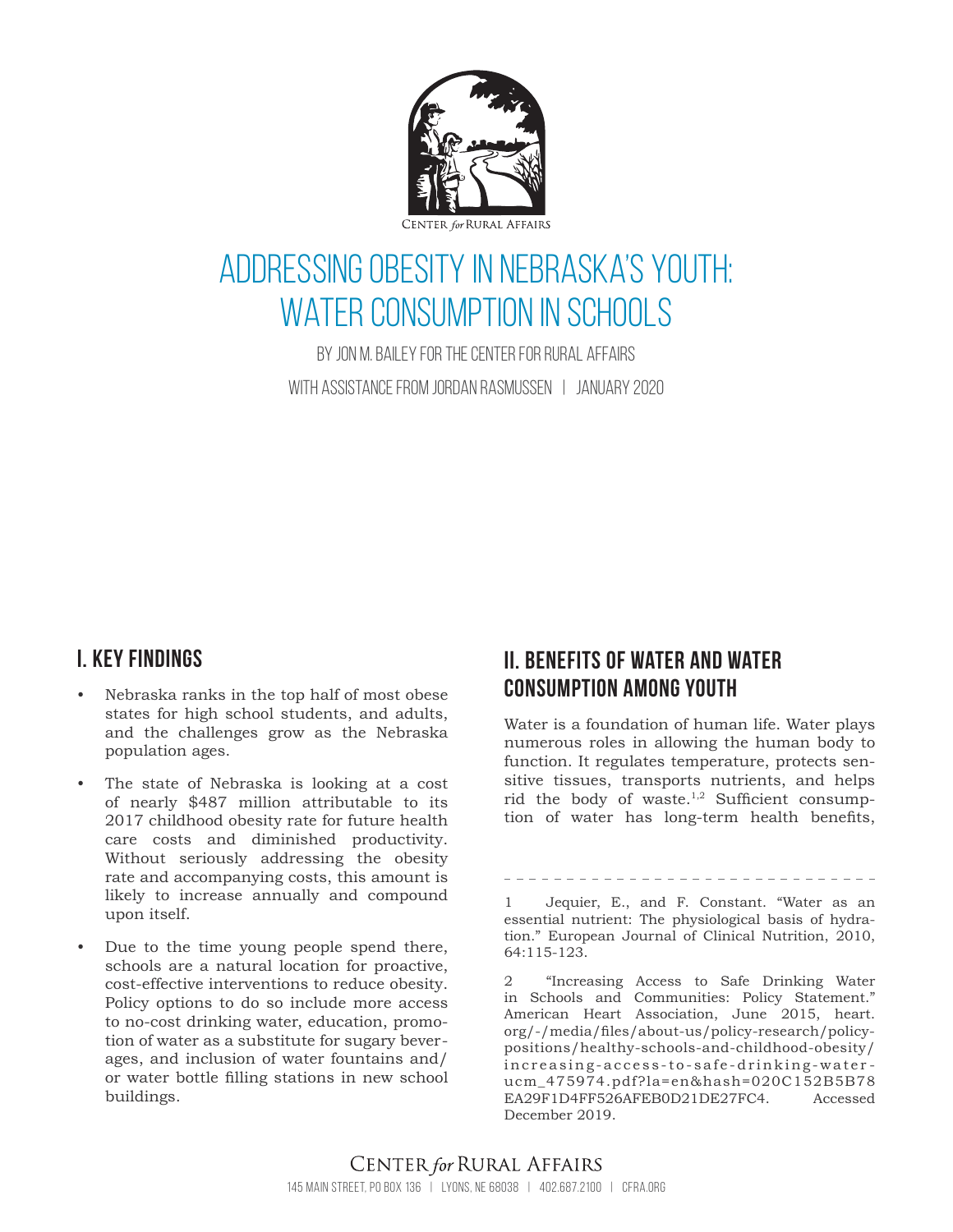Center *for* Rural Affairs

# Addressing Obesity in Nebraska's Youth: Water Consumption in Schools

By Jon M. Bailey for the Center for Rural Affairs

With assistance from Jordan Rasmussen | January 2020

## I. Key Findings

- Nebraska ranks in the top half of most obese states for high school students, and adults, and the challenges grow as the Nebraska population ages.
- The state of Nebraska is looking at a cost of nearly $487 million attributable to its 2017 childhood obesity rate for future health care costs and diminished productivity. Without seriously addressing the obesity rate and accompanying costs, this amount is likely to increase annually and compound upon itself.
- Due to the time young people spend there, schools are a natural location for proactive, cost-effective interventions to reduce obesity. Policy options to do so include more access to no-cost drinking water, education, promotion of water as a substitute for sugary beverages, and inclusion of water fountains and/or water bottle filling stations in new school buildings.

## II. Benefits of Water and Water Consumption Among Youth

Water is a foundation of human life. Water plays numerous roles in allowing the human body to function. It regulates temperature, protects sensitive tissues, transports nutrients, and helps rid the body of waste.[1,2] Sufficient consumption of water has long-term health benefits,

---

1 Jequier, E., and F. Constant. "Water as an essential nutrient: The physiological basis of hydration." European Journal of Clinical Nutrition, 2010, 64:115-123.

2 "Increasing Access to Safe Drinking Water in Schools and Communities: Policy Statement." American Heart Association, June 2015, heart.org/-/media/files/about-us/policy-research/policy-positions/healthy-schools-and-childhood-obesity/increasing-access-to-safe-drinking-water-ucm_475974.pdf?la=en&hash=020C152B5B78EA29F1D4FF526AFEB0D21DE27FC4. Accessed December 2019.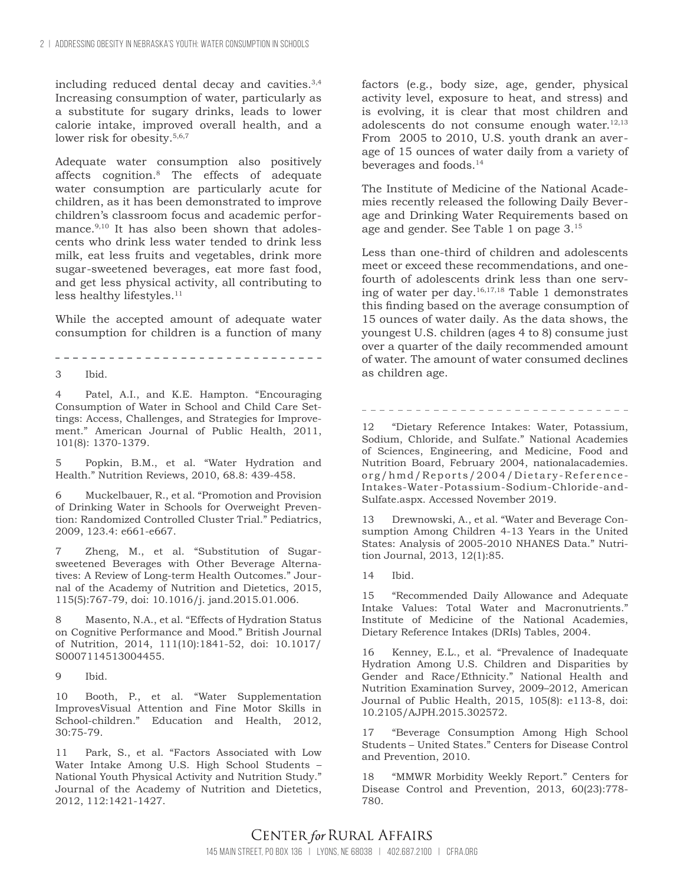including reduced dental decay and cavities.[3,4] Increasing consumption of water, particularly as a substitute for sugary drinks, leads to lower calorie intake, improved overall health, and a lower risk for obesity.[5,6,7]

Adequate water consumption also positively affects cognition.[8] The effects of adequate water consumption are particularly acute for children, as it has been demonstrated to improve children's classroom focus and academic performance.[9,10] It has also been shown that adolescents who drink less water tended to drink less milk, eat less fruits and vegetables, drink more sugar-sweetened beverages, eat more fast food, and get less physical activity, all contributing to less healthy lifestyles.[11]

While the accepted amount of adequate water consumption for children is a function of many factors (e.g., body size, age, gender, physical activity level, exposure to heat, and stress) and is evolving, it is clear that most children and adolescents do not consume enough water.[12,13] From 2005 to 2010, U.S. youth drank an average of 15 ounces of water daily from a variety of beverages and foods.[14]

The Institute of Medicine of the National Academies recently released the following Daily Beverage and Drinking Water Requirements based on age and gender. See Table 1 on page 3.[15]

Less than one-third of children and adolescents meet or exceed these recommendations, and one-fourth of adolescents drink less than one serving of water per day.[16,17,18] Table 1 demonstrates this finding based on the average consumption of 15 ounces of water daily. As the data shows, the youngest U.S. children (ages 4 to 8) consume just over a quarter of the daily recommended amount of water. The amount of water consumed declines as children age.

---

3 Ibid.

4 Patel, A.I., and K.E. Hampton. "Encouraging Consumption of Water in School and Child Care Settings: Access, Challenges, and Strategies for Improvement." American Journal of Public Health, 2011, 101(8): 1370-1379.

5 Popkin, B.M., et al. "Water Hydration and Health." Nutrition Reviews, 2010, 68.8: 439-458.

6 Muckelbauer, R., et al. "Promotion and Provision of Drinking Water in Schools for Overweight Prevention: Randomized Controlled Cluster Trial." Pediatrics, 2009, 123.4: e661-e667.

7 Zheng, M., et al. "Substitution of Sugar-sweetened Beverages with Other Beverage Alternatives: A Review of Long-term Health Outcomes." Journal of the Academy of Nutrition and Dietetics, 2015, 115(5):767-79, doi: 10.1016/j. jand.2015.01.006.

8 Masento, N.A., et al. "Effects of Hydration Status on Cognitive Performance and Mood." British Journal of Nutrition, 2014, 111(10):1841-52, doi: 10.1017/S0007114513004455.

9 Ibid.

10 Booth, P., et al. "Water Supplementation ImprovesVisual Attention and Fine Motor Skills in School-children." Education and Health, 2012, 30:75-79.

11 Park, S., et al. "Factors Associated with Low Water Intake Among U.S. High School Students – National Youth Physical Activity and Nutrition Study." Journal of the Academy of Nutrition and Dietetics, 2012, 112:1421-1427.

12 "Dietary Reference Intakes: Water, Potassium, Sodium, Chloride, and Sulfate." National Academies of Sciences, Engineering, and Medicine, Food and Nutrition Board, February 2004, nationalacademies.org/hmd/Reports/2004/Dietary-Reference-Intakes-Water-Potassium-Sodium-Chloride-and-Sulfate.aspx. Accessed November 2019.

13 Drewnowski, A., et al. "Water and Beverage Consumption Among Children 4-13 Years in the United States: Analysis of 2005-2010 NHANES Data." Nutrition Journal, 2013, 12(1):85.

14 Ibid.

15 "Recommended Daily Allowance and Adequate Intake Values: Total Water and Macronutrients." Institute of Medicine of the National Academies, Dietary Reference Intakes (DRIs) Tables, 2004.

16 Kenney, E.L., et al. "Prevalence of Inadequate Hydration Among U.S. Children and Disparities by Gender and Race/Ethnicity." National Health and Nutrition Examination Survey, 2009–2012, American Journal of Public Health, 2015, 105(8): e113-8, doi: 10.2105/AJPH.2015.302572.

17 "Beverage Consumption Among High School Students – United States." Centers for Disease Control and Prevention, 2010.

18 "MMWR Morbidity Weekly Report." Centers for Disease Control and Prevention, 2013, 60(23):778-780.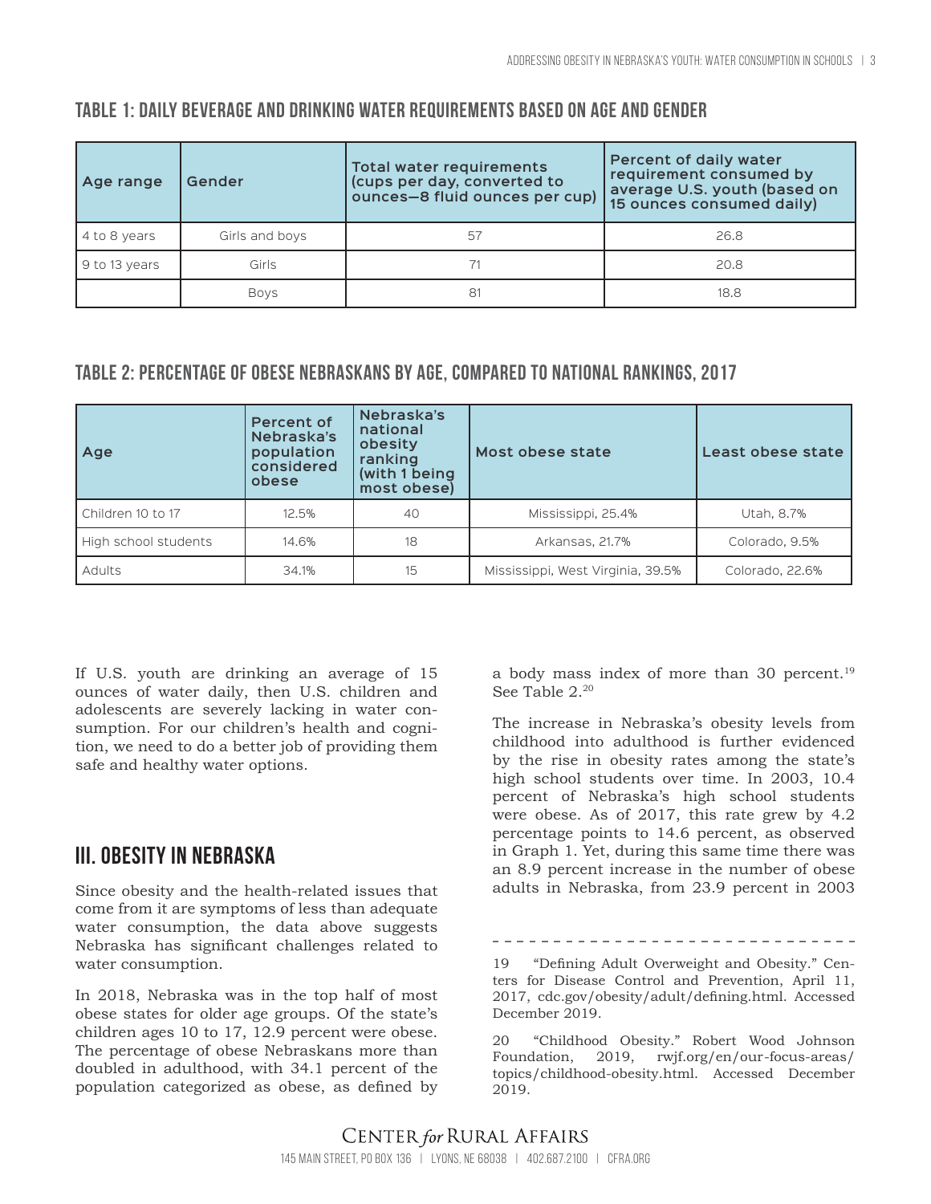### TABLE 1: DAILY BEVERAGE AND DRINKING WATER REQUIREMENTS BASED ON AGE AND GENDER

| Age range | Gender | Total water requirements (cups per day, converted to ounces—8 fluid ounces per cup) | Percent of daily water requirement consumed by average U.S. youth (based on 15 ounces consumed daily) |
|---|---|---|---|
| 4 to 8 years | Girls and boys | 57 | 26.8 |
| 9 to 13 years | Girls | 71 | 20.8 |
| | Boys | 81 | 18.8 |

### TABLE 2: PERCENTAGE OF OBESE NEBRASKANS BY AGE, COMPARED TO NATIONAL RANKINGS, 2017

| Age | Percent of Nebraska's population considered obese | Nebraska's national obesity ranking (with 1 being most obese) | Most obese state | Least obese state |
|---|---|---|---|---|
| Children 10 to 17 | 12.5% | 40 | Mississippi, 25.4% | Utah, 8.7% |
| High school students | 14.6% | 18 | Arkansas, 21.7% | Colorado, 9.5% |
| Adults | 34.1% | 15 | Mississippi, West Virginia, 39.5% | Colorado, 22.6% |

If U.S. youth are drinking an average of 15 ounces of water daily, then U.S. children and adolescents are severely lacking in water consumption. For our children's health and cognition, we need to do a better job of providing them safe and healthy water options.

## III. OBESITY IN NEBRASKA

Since obesity and the health-related issues that come from it are symptoms of less than adequate water consumption, the data above suggests Nebraska has significant challenges related to water consumption.

In 2018, Nebraska was in the top half of most obese states for older age groups. Of the state's children ages 10 to 17, 12.9 percent were obese. The percentage of obese Nebraskans more than doubled in adulthood, with 34.1 percent of the population categorized as obese, as defined by a body mass index of more than 30 percent.[19] See Table 2.[20]

The increase in Nebraska's obesity levels from childhood into adulthood is further evidenced by the rise in obesity rates among the state's high school students over time. In 2003, 10.4 percent of Nebraska's high school students were obese. As of 2017, this rate grew by 4.2 percentage points to 14.6 percent, as observed in Graph 1. Yet, during this same time there was an 8.9 percent increase in the number of obese adults in Nebraska, from 23.9 percent in 2003

---

19 "Defining Adult Overweight and Obesity." Centers for Disease Control and Prevention, April 11, 2017, cdc.gov/obesity/adult/defining.html. Accessed December 2019.

20 "Childhood Obesity." Robert Wood Johnson Foundation, 2019, rwjf.org/en/our-focus-areas/topics/childhood-obesity.html. Accessed December 2019.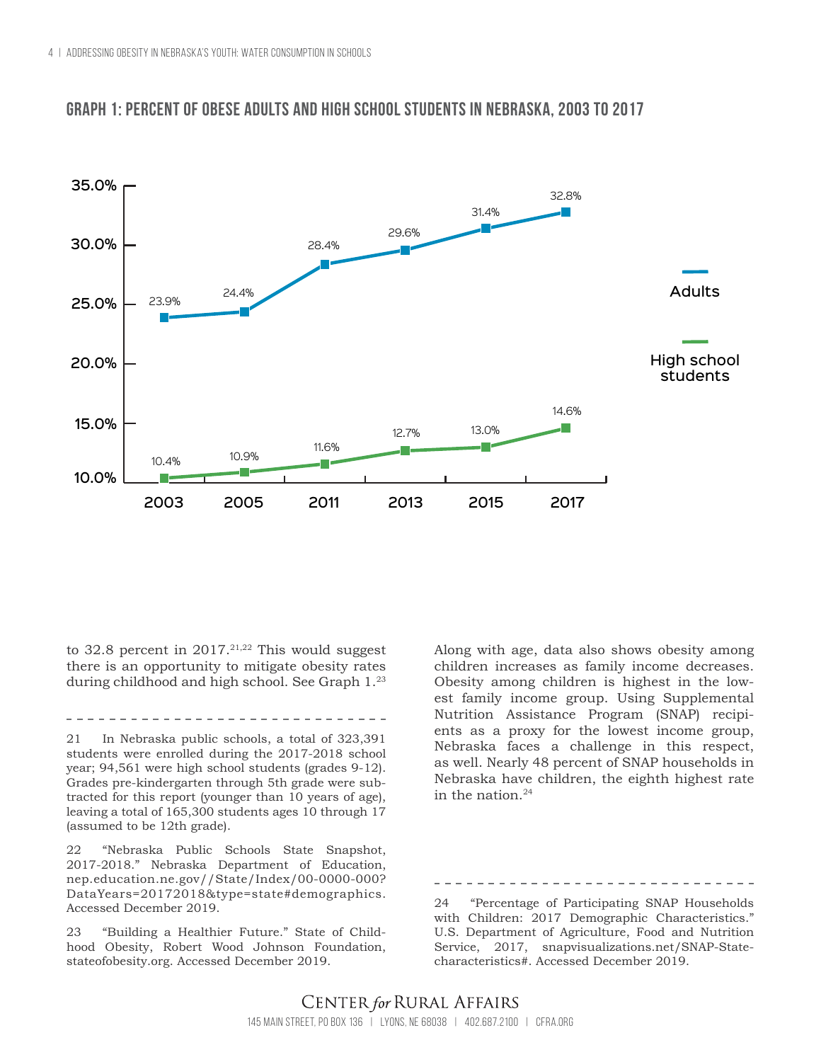## GRAPH 1: PERCENT OF OBESE ADULTS AND HIGH SCHOOL STUDENTS IN NEBRASKA, 2003 TO 2017

| Year | Adults | High school students |
|---|---|---|
| 2003 | 23.9% | 10.4% |
| 2005 | 24.4% | 10.9% |
| 2011 | 28.4% | 11.6% |
| 2013 | 29.6% | 12.7% |
| 2015 | 31.4% | 13.0% |
| 2017 | 32.8% | 14.6% |

to 32.8 percent in 2017.[21,22] This would suggest there is an opportunity to mitigate obesity rates during childhood and high school. See Graph 1.[23]

Along with age, data also shows obesity among children increases as family income decreases. Obesity among children is highest in the lowest family income group. Using Supplemental Nutrition Assistance Program (SNAP) recipients as a proxy for the lowest income group, Nebraska faces a challenge in this respect, as well. Nearly 48 percent of SNAP households in Nebraska have children, the eighth highest rate in the nation.[24]

---

21 In Nebraska public schools, a total of 323,391 students were enrolled during the 2017-2018 school year; 94,561 were high school students (grades 9-12). Grades pre-kindergarten through 5th grade were subtracted for this report (younger than 10 years of age), leaving a total of 165,300 students ages 10 through 17 (assumed to be 12th grade).

22 "Nebraska Public Schools State Snapshot, 2017-2018." Nebraska Department of Education, nep.education.ne.gov//State/Index/00-0000-000?DataYears=20172018&type=state#demographics. Accessed December 2019.

23 "Building a Healthier Future." State of Childhood Obesity, Robert Wood Johnson Foundation, stateofobesity.org. Accessed December 2019.

24 "Percentage of Participating SNAP Households with Children: 2017 Demographic Characteristics." U.S. Department of Agriculture, Food and Nutrition Service, 2017, snapvisualizations.net/SNAP-State-characteristics#. Accessed December 2019.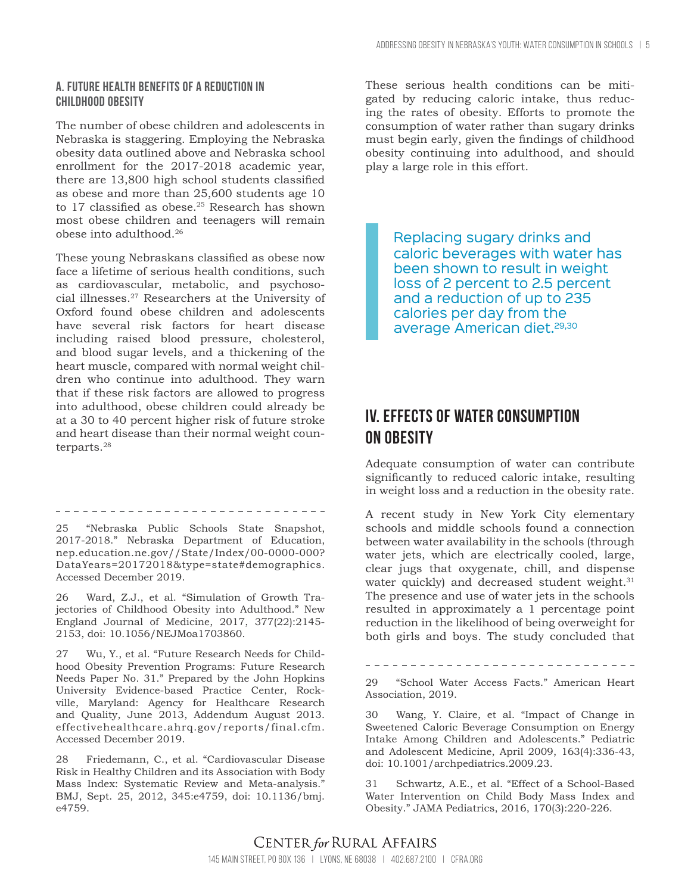### A. Future Health Benefits of a Reduction in Childhood Obesity

The number of obese children and adolescents in Nebraska is staggering. Employing the Nebraska obesity data outlined above and Nebraska school enrollment for the 2017-2018 academic year, there are 13,800 high school students classified as obese and more than 25,600 students age 10 to 17 classified as obese.[25] Research has shown most obese children and teenagers will remain obese into adulthood.[26]

These young Nebraskans classified as obese now face a lifetime of serious health conditions, such as cardiovascular, metabolic, and psychosocial illnesses.[27] Researchers at the University of Oxford found obese children and adolescents have several risk factors for heart disease including raised blood pressure, cholesterol, and blood sugar levels, and a thickening of the heart muscle, compared with normal weight children who continue into adulthood. They warn that if these risk factors are allowed to progress into adulthood, obese children could already be at a 30 to 40 percent higher risk of future stroke and heart disease than their normal weight counterparts.[28]

These serious health conditions can be mitigated by reducing caloric intake, thus reducing the rates of obesity. Efforts to promote the consumption of water rather than sugary drinks must begin early, given the findings of childhood obesity continuing into adulthood, and should play a large role in this effort.

> Replacing sugary drinks and caloric beverages with water has been shown to result in weight loss of 2 percent to 2.5 percent and a reduction of up to 235 calories per day from the average American diet.[29,30]

## IV. Effects of Water Consumption on Obesity

Adequate consumption of water can contribute significantly to reduced caloric intake, resulting in weight loss and a reduction in the obesity rate.

A recent study in New York City elementary schools and middle schools found a connection between water availability in the schools (through water jets, which are electrically cooled, large, clear jugs that oxygenate, chill, and dispense water quickly) and decreased student weight.[31] The presence and use of water jets in the schools resulted in approximately a 1 percentage point reduction in the likelihood of being overweight for both girls and boys. The study concluded that

---

25 "Nebraska Public Schools State Snapshot, 2017-2018." Nebraska Department of Education, nep.education.ne.gov//State/Index/00-0000-000?DataYears=20172018&type=state#demographics. Accessed December 2019.

26 Ward, Z.J., et al. "Simulation of Growth Trajectories of Childhood Obesity into Adulthood." New England Journal of Medicine, 2017, 377(22):2145-2153, doi: 10.1056/NEJMoa1703860.

27 Wu, Y., et al. "Future Research Needs for Childhood Obesity Prevention Programs: Future Research Needs Paper No. 31." Prepared by the John Hopkins University Evidence-based Practice Center, Rockville, Maryland: Agency for Healthcare Research and Quality, June 2013, Addendum August 2013. effectivehealthcare.ahrq.gov/reports/final.cfm. Accessed December 2019.

28 Friedemann, C., et al. "Cardiovascular Disease Risk in Healthy Children and its Association with Body Mass Index: Systematic Review and Meta-analysis." BMJ, Sept. 25, 2012, 345:e4759, doi: 10.1136/bmj.e4759.

29 "School Water Access Facts." American Heart Association, 2019.

30 Wang, Y. Claire, et al. "Impact of Change in Sweetened Caloric Beverage Consumption on Energy Intake Among Children and Adolescents." Pediatric and Adolescent Medicine, April 2009, 163(4):336-43, doi: 10.1001/archpediatrics.2009.23.

31 Schwartz, A.E., et al. "Effect of a School-Based Water Intervention on Child Body Mass Index and Obesity." JAMA Pediatrics, 2016, 170(3):220-226.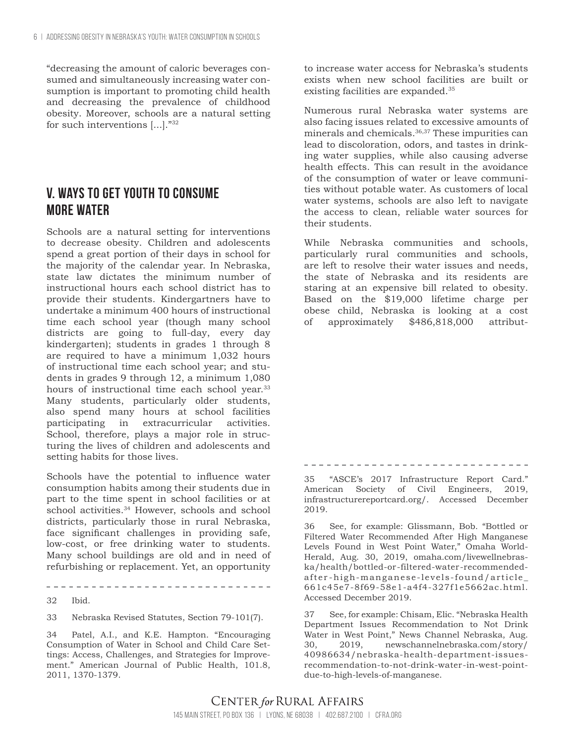"decreasing the amount of caloric beverages consumed and simultaneously increasing water consumption is important to promoting child health and decreasing the prevalence of childhood obesity. Moreover, schools are a natural setting for such interventions [...]."[32]

## V. Ways to get youth to consume more water

Schools are a natural setting for interventions to decrease obesity. Children and adolescents spend a great portion of their days in school for the majority of the calendar year. In Nebraska, state law dictates the minimum number of instructional hours each school district has to provide their students. Kindergartners have to undertake a minimum 400 hours of instructional time each school year (though many school districts are going to full-day, every day kindergarten); students in grades 1 through 8 are required to have a minimum 1,032 hours of instructional time each school year; and students in grades 9 through 12, a minimum 1,080 hours of instructional time each school year.[33] Many students, particularly older students, also spend many hours at school facilities participating in extracurricular activities. School, therefore, plays a major role in structuring the lives of children and adolescents and setting habits for those lives.

Schools have the potential to influence water consumption habits among their students due in part to the time spent in school facilities or at school activities.[34] However, schools and school districts, particularly those in rural Nebraska, face significant challenges in providing safe, low-cost, or free drinking water to students. Many school buildings are old and in need of refurbishing or replacement. Yet, an opportunity to increase water access for Nebraska's students exists when new school facilities are built or existing facilities are expanded.[35]

Numerous rural Nebraska water systems are also facing issues related to excessive amounts of minerals and chemicals.[36,37] These impurities can lead to discoloration, odors, and tastes in drinking water supplies, while also causing adverse health effects. This can result in the avoidance of the consumption of water or leave communities without potable water. As customers of local water systems, schools are also left to navigate the access to clean, reliable water sources for their students.

While Nebraska communities and schools, particularly rural communities and schools, are left to resolve their water issues and needs, the state of Nebraska and its residents are staring at an expensive bill related to obesity. Based on the $19,000 lifetime charge per obese child, Nebraska is looking at a cost of approximately $486,818,000 attribut-

---

32 Ibid.

33 Nebraska Revised Statutes, Section 79-101(7).

34 Patel, A.I., and K.E. Hampton. "Encouraging Consumption of Water in School and Child Care Settings: Access, Challenges, and Strategies for Improvement." American Journal of Public Health, 101.8, 2011, 1370-1379.

35 "ASCE's 2017 Infrastructure Report Card." American Society of Civil Engineers, 2019, infrastructurereportcard.org/. Accessed December 2019.

36 See, for example: Glissmann, Bob. "Bottled or Filtered Water Recommended After High Manganese Levels Found in West Point Water," Omaha World-Herald, Aug. 30, 2019, omaha.com/livewellnebraska/health/bottled-or-filtered-water-recommended-after-high-manganese-levels-found/article_661c45e7-8f69-58e1-a4f4-327f1e5662ac.html. Accessed December 2019.

37 See, for example: Chisam, Elic. "Nebraska Health Department Issues Recommendation to Not Drink Water in West Point," News Channel Nebraska, Aug. 30, 2019, newschannelnebraska.com/story/40986634/nebraska-health-department-issues-recommendation-to-not-drink-water-in-west-point-due-to-high-levels-of-manganese.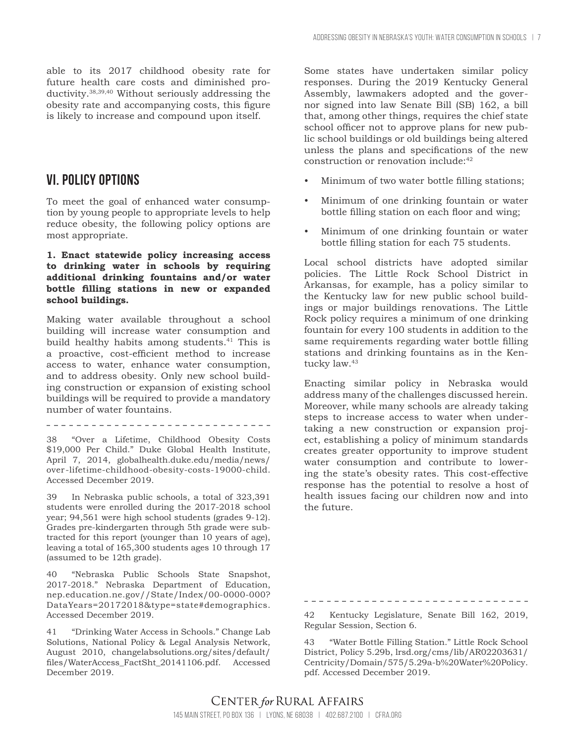able to its 2017 childhood obesity rate for future health care costs and diminished productivity.[38,39,40] Without seriously addressing the obesity rate and accompanying costs, this figure is likely to increase and compound upon itself.

## VI. Policy Options

To meet the goal of enhanced water consumption by young people to appropriate levels to help reduce obesity, the following policy options are most appropriate.

**1. Enact statewide policy increasing access to drinking water in schools by requiring additional drinking fountains and/or water bottle filling stations in new or expanded school buildings.**

Making water available throughout a school building will increase water consumption and build healthy habits among students.[41] This is a proactive, cost-efficient method to increase access to water, enhance water consumption, and to address obesity. Only new school building construction or expansion of existing school buildings will be required to provide a mandatory number of water fountains.

Some states have undertaken similar policy responses. During the 2019 Kentucky General Assembly, lawmakers adopted and the governor signed into law Senate Bill (SB) 162, a bill that, among other things, requires the chief state school officer not to approve plans for new public school buildings or old buildings being altered unless the plans and specifications of the new construction or renovation include:[42]

- Minimum of two water bottle filling stations;
- Minimum of one drinking fountain or water bottle filling station on each floor and wing;
- Minimum of one drinking fountain or water bottle filling station for each 75 students.

Local school districts have adopted similar policies. The Little Rock School District in Arkansas, for example, has a policy similar to the Kentucky law for new public school buildings or major buildings renovations. The Little Rock policy requires a minimum of one drinking fountain for every 100 students in addition to the same requirements regarding water bottle filling stations and drinking fountains as in the Kentucky law.[43]

Enacting similar policy in Nebraska would address many of the challenges discussed herein. Moreover, while many schools are already taking steps to increase access to water when undertaking a new construction or expansion project, establishing a policy of minimum standards creates greater opportunity to improve student water consumption and contribute to lowering the state's obesity rates. This cost-effective response has the potential to resolve a host of health issues facing our children now and into the future.

---

38 "Over a Lifetime, Childhood Obesity Costs $19,000 Per Child." Duke Global Health Institute, April 7, 2014, globalhealth.duke.edu/media/news/over-lifetime-childhood-obesity-costs-19000-child. Accessed December 2019.

39 In Nebraska public schools, a total of 323,391 students were enrolled during the 2017-2018 school year; 94,561 were high school students (grades 9-12). Grades pre-kindergarten through 5th grade were subtracted for this report (younger than 10 years of age), leaving a total of 165,300 students ages 10 through 17 (assumed to be 12th grade).

40 "Nebraska Public Schools State Snapshot, 2017-2018." Nebraska Department of Education, nep.education.ne.gov//State/Index/00-0000-000?DataYears=20172018&type=state#demographics. Accessed December 2019.

41 "Drinking Water Access in Schools." Change Lab Solutions, National Policy & Legal Analysis Network, August 2010, changelabsolutions.org/sites/default/files/WaterAccess_FactSht_20141106.pdf. Accessed December 2019.

42 Kentucky Legislature, Senate Bill 162, 2019, Regular Session, Section 6.

43 "Water Bottle Filling Station." Little Rock School District, Policy 5.29b, lrsd.org/cms/lib/AR02203631/Centricity/Domain/575/5.29a-b%20Water%20Policy.pdf. Accessed December 2019.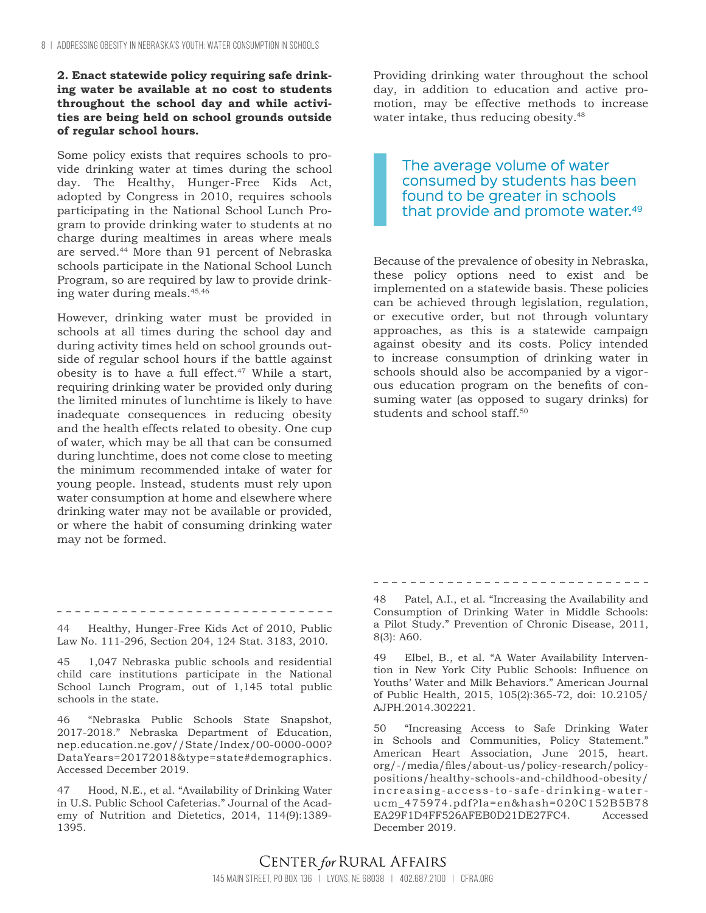**2. Enact statewide policy requiring safe drinking water be available at no cost to students throughout the school day and while activities are being held on school grounds outside of regular school hours.**

Some policy exists that requires schools to provide drinking water at times during the school day. The Healthy, Hunger-Free Kids Act, adopted by Congress in 2010, requires schools participating in the National School Lunch Program to provide drinking water to students at no charge during mealtimes in areas where meals are served.[44] More than 91 percent of Nebraska schools participate in the National School Lunch Program, so are required by law to provide drinking water during meals.[45,46]

However, drinking water must be provided in schools at all times during the school day and during activity times held on school grounds outside of regular school hours if the battle against obesity is to have a full effect.[47] While a start, requiring drinking water be provided only during the limited minutes of lunchtime is likely to have inadequate consequences in reducing obesity and the health effects related to obesity. One cup of water, which may be all that can be consumed during lunchtime, does not come close to meeting the minimum recommended intake of water for young people. Instead, students must rely upon water consumption at home and elsewhere where drinking water may not be available or provided, or where the habit of consuming drinking water may not be formed.

Providing drinking water throughout the school day, in addition to education and active promotion, may be effective methods to increase water intake, thus reducing obesity.[48]

> The average volume of water consumed by students has been found to be greater in schools that provide and promote water.[49]

Because of the prevalence of obesity in Nebraska, these policy options need to exist and be implemented on a statewide basis. These policies can be achieved through legislation, regulation, or executive order, but not through voluntary approaches, as this is a statewide campaign against obesity and its costs. Policy intended to increase consumption of drinking water in schools should also be accompanied by a vigorous education program on the benefits of consuming water (as opposed to sugary drinks) for students and school staff.[50]

---

44 Healthy, Hunger-Free Kids Act of 2010, Public Law No. 111-296, Section 204, 124 Stat. 3183, 2010.

45 1,047 Nebraska public schools and residential child care institutions participate in the National School Lunch Program, out of 1,145 total public schools in the state.

46 "Nebraska Public Schools State Snapshot, 2017-2018." Nebraska Department of Education, nep.education.ne.gov//State/Index/00-0000-000?DataYears=20172018&type=state#demographics. Accessed December 2019.

47 Hood, N.E., et al. "Availability of Drinking Water in U.S. Public School Cafeterias." Journal of the Academy of Nutrition and Dietetics, 2014, 114(9):1389-1395.

48 Patel, A.I., et al. "Increasing the Availability and Consumption of Drinking Water in Middle Schools: a Pilot Study." Prevention of Chronic Disease, 2011, 8(3): A60.

49 Elbel, B., et al. "A Water Availability Intervention in New York City Public Schools: Influence on Youths' Water and Milk Behaviors." American Journal of Public Health, 2015, 105(2):365-72, doi: 10.2105/AJPH.2014.302221.

50 "Increasing Access to Safe Drinking Water in Schools and Communities, Policy Statement." American Heart Association, June 2015, heart.org/-/media/files/about-us/policy-research/policy-positions/healthy-schools-and-childhood-obesity/increasing-access-to-safe-drinking-water-ucm_475974.pdf?la=en&hash=020C152B5B78EA29F1D4FF526AFEB0D21DE27FC4. Accessed December 2019.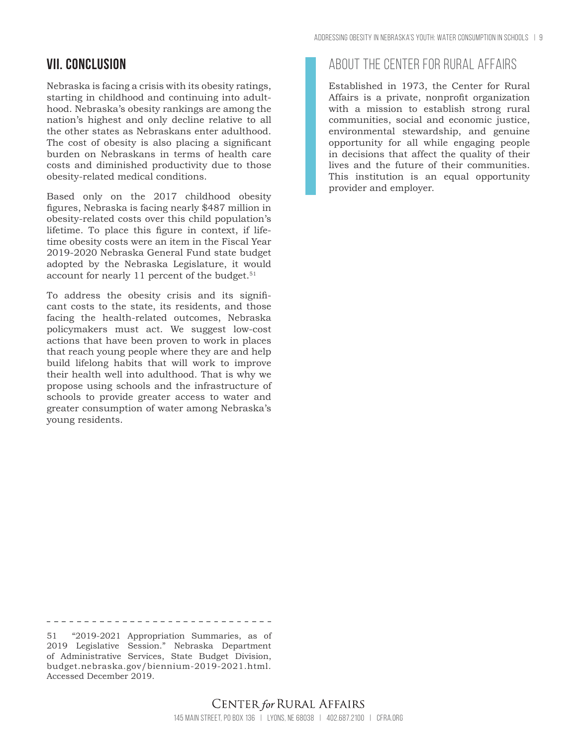## VII. CONCLUSION

Nebraska is facing a crisis with its obesity ratings, starting in childhood and continuing into adulthood. Nebraska's obesity rankings are among the nation's highest and only decline relative to all the other states as Nebraskans enter adulthood. The cost of obesity is also placing a significant burden on Nebraskans in terms of health care costs and diminished productivity due to those obesity-related medical conditions.

Based only on the 2017 childhood obesity figures, Nebraska is facing nearly $487 million in obesity-related costs over this child population's lifetime. To place this figure in context, if lifetime obesity costs were an item in the Fiscal Year 2019-2020 Nebraska General Fund state budget adopted by the Nebraska Legislature, it would account for nearly 11 percent of the budget.[51]

To address the obesity crisis and its significant costs to the state, its residents, and those facing the health-related outcomes, Nebraska policymakers must act. We suggest low-cost actions that have been proven to work in places that reach young people where they are and help build lifelong habits that will work to improve their health well into adulthood. That is why we propose using schools and the infrastructure of schools to provide greater access to water and greater consumption of water among Nebraska's young residents.

## ABOUT THE CENTER FOR RURAL AFFAIRS

Established in 1973, the Center for Rural Affairs is a private, nonprofit organization with a mission to establish strong rural communities, social and economic justice, environmental stewardship, and genuine opportunity for all while engaging people in decisions that affect the quality of their lives and the future of their communities. This institution is an equal opportunity provider and employer.

---

51 "2019-2021 Appropriation Summaries, as of 2019 Legislative Session." Nebraska Department of Administrative Services, State Budget Division, budget.nebraska.gov/biennium-2019-2021.html. Accessed December 2019.

CENTER *for* RURAL AFFAIRS
145 MAIN STREET, PO BOX 136 | LYONS, NE 68038 | 402.687.2100 | CFRA.ORG